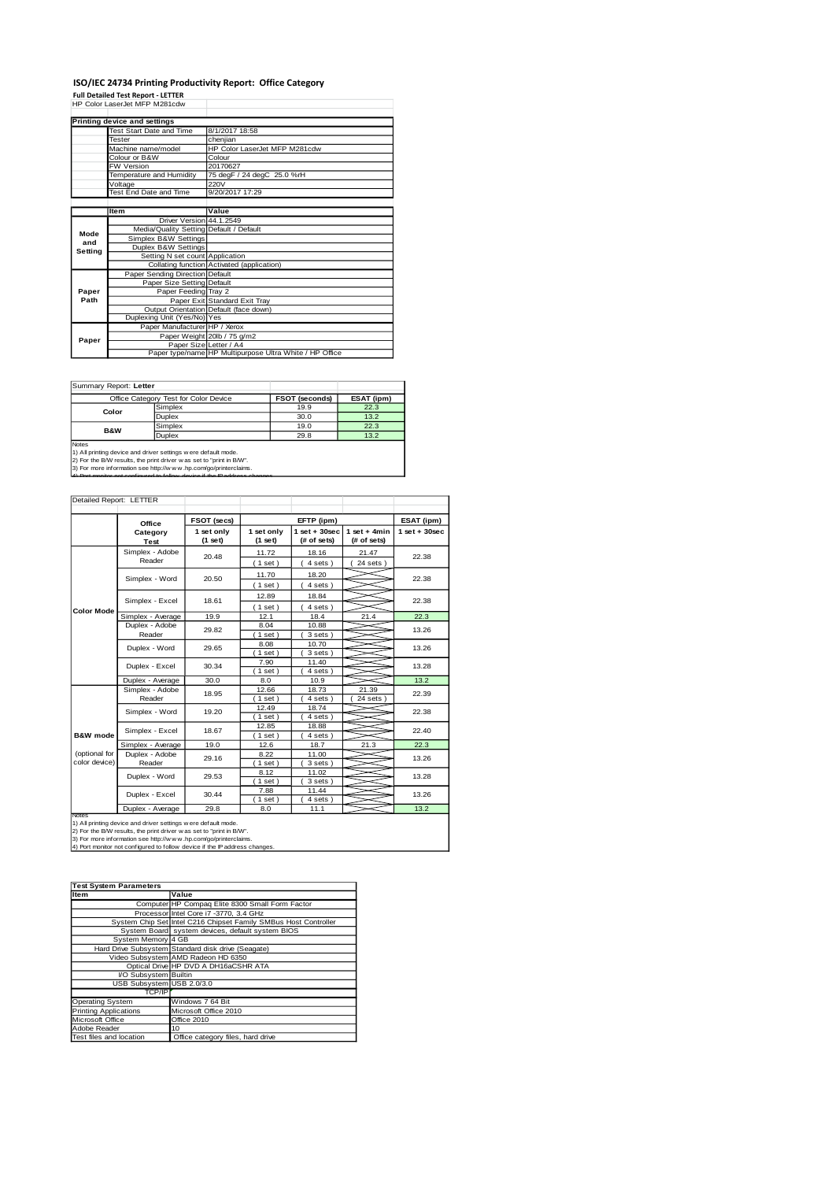# ISO/IEC 24734 Printing Productivity Report: Office Category

**Full Detailed Test Report - LETTER**

HP Color LaserJet MFP M281cdw

| Printing device and settings | |
|---|---|
| Test Start Date and Time | 8/1/2017 18:58 |
| Tester | chenjian |
| Machine name/model | HP Color LaserJet MFP M281cdw |
| Colour or B&W | Colour |
| FW Version | 20170627 |
| Temperature and Humidity | 75 degF / 24 degC 25.0 %rH |
| Voltage | 220V |
| Test End Date and Time | 9/20/2017 17:29 |

| | Item | Value |
|---|---|---|
| Mode and Setting | Driver Version | 44.1.2549 |
| | Media/Quality Setting | Default / Default |
| | Simplex B&W Settings | |
| | Duplex B&W Settings | |
| | Setting N set count | Application |
| | Collating function | Activated (application) |
| Paper Path | Paper Sending Direction | Default |
| | Paper Size Setting | Default |
| | Paper Feeding | Tray 2 |
| | Paper Exit | Standard Exit Tray |
| | Output Orientation | Default (face down) |
| | Duplexing Unit (Yes/No) | Yes |
| Paper | Paper Manufacturer | HP / Xerox |
| | Paper Weight | 20lb / 75 g/m2 |
| | Paper Size | Letter / A4 |
| | Paper type/name | HP Multipurpose Ultra White / HP Office |

Summary Report: **Letter**

| Office Category Test for Color Device | | FSOT (seconds) | ESAT (ipm) |
|---|---|---|---|
| Color | Simplex | 19.9 | 22.3 |
| | Duplex | 30.0 | 13.2 |
| B&W | Simplex | 19.0 | 22.3 |
| | Duplex | 29.8 | 13.2 |

Notes
1) All printing device and driver settings were default mode.
2) For the B/W results, the print driver was set to "print in B/W".
3) For more information see http://www.hp.com/go/printerclaims.
4) Port monitor not configured to follow device if the IP address changes.

Detailed Report: LETTER

| | Office Category Test | FSOT (secs) 1 set only (1 set) | EFTP (ipm) 1 set only (1 set) | EFTP (ipm) 1 set + 30sec (# of sets) | EFTP (ipm) 1 set + 4min (# of sets) | ESAT (ipm) 1 set + 30sec |
|---|---|---|---|---|---|---|
| Color Mode | Simplex - Adobe Reader | 20.48 | 11.72 (1 set) | 18.16 (4 sets) | 21.47 (24 sets) | 22.38 |
| | Simplex - Word | 20.50 | 11.70 (1 set) | 18.20 (4 sets) | | 22.38 |
| | Simplex - Excel | 18.61 | 12.89 (1 set) | 18.84 (4 sets) | | 22.38 |
| | Simplex - Average | 19.9 | 12.1 | 18.4 | 21.4 | 22.3 |
| | Duplex - Adobe Reader | 29.82 | 8.04 (1 set) | 10.88 (3 sets) | | 13.26 |
| | Duplex - Word | 29.65 | 8.08 (1 set) | 10.70 (3 sets) | | 13.26 |
| | Duplex - Excel | 30.34 | 7.90 (1 set) | 11.40 (4 sets) | | 13.28 |
| | Duplex - Average | 30.0 | 8.0 | 10.9 | | 13.2 |
| B&W mode (optional for color device) | Simplex - Adobe Reader | 18.95 | 12.66 (1 set) | 18.73 (4 sets) | 21.39 (24 sets) | 22.39 |
| | Simplex - Word | 19.20 | 12.49 (1 set) | 18.74 (4 sets) | | 22.38 |
| | Simplex - Excel | 18.67 | 12.85 (1 set) | 18.88 (4 sets) | | 22.40 |
| | Simplex - Average | 19.0 | 12.6 | 18.7 | 21.3 | 22.3 |
| | Duplex - Adobe Reader | 29.16 | 8.22 (1 set) | 11.00 (3 sets) | | 13.26 |
| | Duplex - Word | 29.53 | 8.12 (1 set) | 11.02 (3 sets) | | 13.28 |
| | Duplex - Excel | 30.44 | 7.88 (1 set) | 11.44 (4 sets) | | 13.26 |
| | Duplex - Average | 29.8 | 8.0 | 11.1 | | 13.2 |

Notes
1) All printing device and driver settings were default mode.
2) For the B/W results, the print driver was set to "print in B/W".
3) For more information see http://www.hp.com/go/printerclaims.
4) Port monitor not configured to follow device if the IP address changes.

| Test System Parameters | |
|---|---|
| **Item** | **Value** |
| Computer | HP Compaq Elite 8300 Small Form Factor |
| Processor | Intel Core i7 -3770, 3.4 GHz |
| System Chip Set | Intel C216 Chipset Family SMBus Host Controller |
| System Board | system devices, default system BIOS |
| System Memory | 4 GB |
| Hard Drive Subsystem | Standard disk drive (Seagate) |
| Video Subsystem | AMD Radeon HD 6350 |
| Optical Drive | HP DVD A DH16aCSHR ATA |
| I/O Subsystem | Builtin |
| USB Subsystem | USB 2.0/3.0 |
| TCP/IP | |
| Operating System | Windows 7 64 Bit |
| Printing Applications | Microsoft Office 2010 |
| Microsoft Office | Office 2010 |
| Adobe Reader | 10 |
| Test files and location | Office category files, hard drive |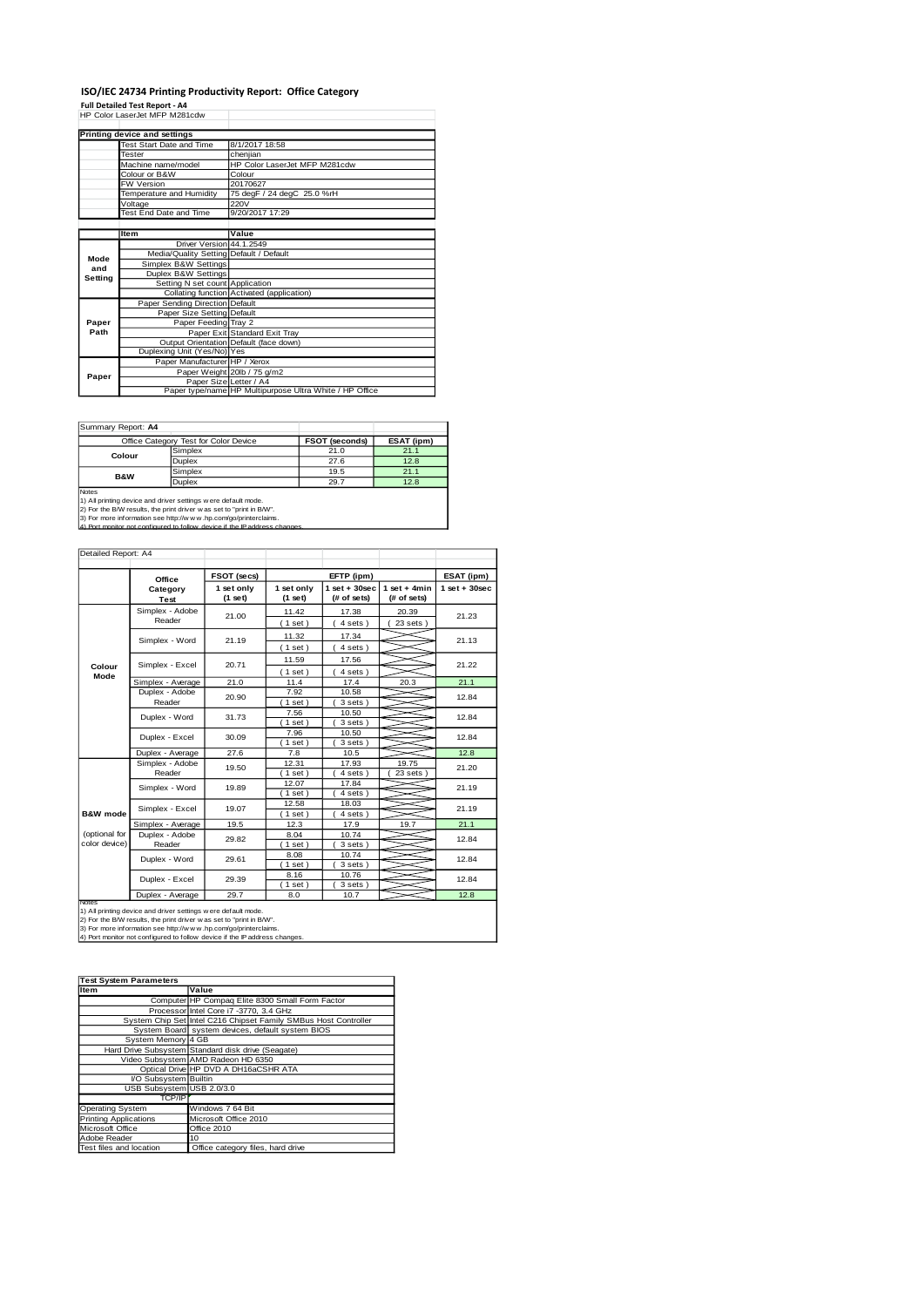# ISO/IEC 24734 Printing Productivity Report: Office Category

**Full Detailed Test Report - A4**

HP Color LaserJet MFP M281cdw

| Printing device and settings | |
|---|---|
| Test Start Date and Time | 8/1/2017 18:58 |
| Tester | chenjian |
| Machine name/model | HP Color LaserJet MFP M281cdw |
| Colour or B&W | Colour |
| FW Version | 20170627 |
| Temperature and Humidity | 75 degF / 24 degC 25.0 %rH |
| Voltage | 220V |
| Test End Date and Time | 9/20/2017 17:29 |

| | Item | Value |
|---|---|---|
| Mode and Setting | Driver Version | 44.1.2549 |
| | Media/Quality Setting | Default / Default |
| | Simplex B&W Settings | |
| | Duplex B&W Settings | |
| | Setting N set count | Application |
| | Collating function | Activated (application) |
| Paper Path | Paper Sending Direction | Default |
| | Paper Size Setting | Default |
| | Paper Feeding | Tray 2 |
| | Paper Exit | Standard Exit Tray |
| | Output Orientation | Default (face down) |
| | Duplexing Unit (Yes/No) | Yes |
| Paper | Paper Manufacturer | HP / Xerox |
| | Paper Weight | 20lb / 75 g/m2 |
| | Paper Size | Letter / A4 |
| | Paper type/name | HP Multipurpose Ultra White / HP Office |

Summary Report: **A4**

| Office Category Test for Color Device | | FSOT (seconds) | ESAT (ipm) |
|---|---|---|---|
| Colour | Simplex | 21.0 | 21.1 |
| | Duplex | 27.6 | 12.8 |
| B&W | Simplex | 19.5 | 21.1 |
| | Duplex | 29.7 | 12.8 |

Notes
1) All printing device and driver settings were default mode.
2) For the B/W results, the print driver was set to "print in B/W".
3) For more information see http://www.hp.com/go/printerclaims.
4) Port monitor not configured to follow device if the IP address changes.

Detailed Report: A4

| | Office Category Test | FSOT (secs) 1 set only (1 set) | EFTP (ipm) 1 set only (1 set) | EFTP (ipm) 1 set + 30sec (# of sets) | EFTP (ipm) 1 set + 4min (# of sets) | ESAT (ipm) 1 set + 30sec |
|---|---|---|---|---|---|---|
| Colour Mode | Simplex - Adobe Reader | 21.00 | 11.42 (1 set) | 17.38 (4 sets) | 20.39 (23 sets) | 21.23 |
| | Simplex - Word | 21.19 | 11.32 (1 set) | 17.34 (4 sets) | | 21.13 |
| | Simplex - Excel | 20.71 | 11.59 (1 set) | 17.56 (4 sets) | | 21.22 |
| | Simplex - Average | 21.0 | 11.4 | 17.4 | 20.3 | 21.1 |
| | Duplex - Adobe Reader | 20.90 | 7.92 (1 set) | 10.58 (3 sets) | | 12.84 |
| | Duplex - Word | 31.73 | 7.56 (1 set) | 10.50 (3 sets) | | 12.84 |
| | Duplex - Excel | 30.09 | 7.96 (1 set) | 10.50 (3 sets) | | 12.84 |
| | Duplex - Average | 27.6 | 7.8 | 10.5 | | 12.8 |
| B&W mode (optional for color device) | Simplex - Adobe Reader | 19.50 | 12.31 (1 set) | 17.93 (4 sets) | 19.75 (23 sets) | 21.20 |
| | Simplex - Word | 19.89 | 12.07 (1 set) | 17.84 (4 sets) | | 21.19 |
| | Simplex - Excel | 19.07 | 12.58 (1 set) | 18.03 (4 sets) | | 21.19 |
| | Simplex - Average | 19.5 | 12.3 | 17.9 | 19.7 | 21.1 |
| | Duplex - Adobe Reader | 29.82 | 8.04 (1 set) | 10.74 (3 sets) | | 12.84 |
| | Duplex - Word | 29.61 | 8.08 (1 set) | 10.74 (3 sets) | | 12.84 |
| | Duplex - Excel | 29.39 | 8.16 (1 set) | 10.76 (3 sets) | | 12.84 |
| | Duplex - Average | 29.7 | 8.0 | 10.7 | | 12.8 |

Notes
1) All printing device and driver settings were default mode.
2) For the B/W results, the print driver was set to "print in B/W".
3) For more information see http://www.hp.com/go/printerclaims.
4) Port monitor not configured to follow device if the IP address changes.

| Test System Parameters | |
|---|---|
| **Item** | **Value** |
| Computer | HP Compaq Elite 8300 Small Form Factor |
| Processor | Intel Core i7 -3770, 3.4 GHz |
| System Chip Set | Intel C216 Chipset Family SMBus Host Controller |
| System Board | system devices, default system BIOS |
| System Memory | 4 GB |
| Hard Drive Subsystem | Standard disk drive (Seagate) |
| Video Subsystem | AMD Radeon HD 6350 |
| Optical Drive | HP DVD A DH16aCSHR ATA |
| I/O Subsystem | Builtin |
| USB Subsystem | USB 2.0/3.0 |
| TCP/IP | |
| Operating System | Windows 7 64 Bit |
| Printing Applications | Microsoft Office 2010 |
| Microsoft Office | Office 2010 |
| Adobe Reader | 10 |
| Test files and location | Office category files, hard drive |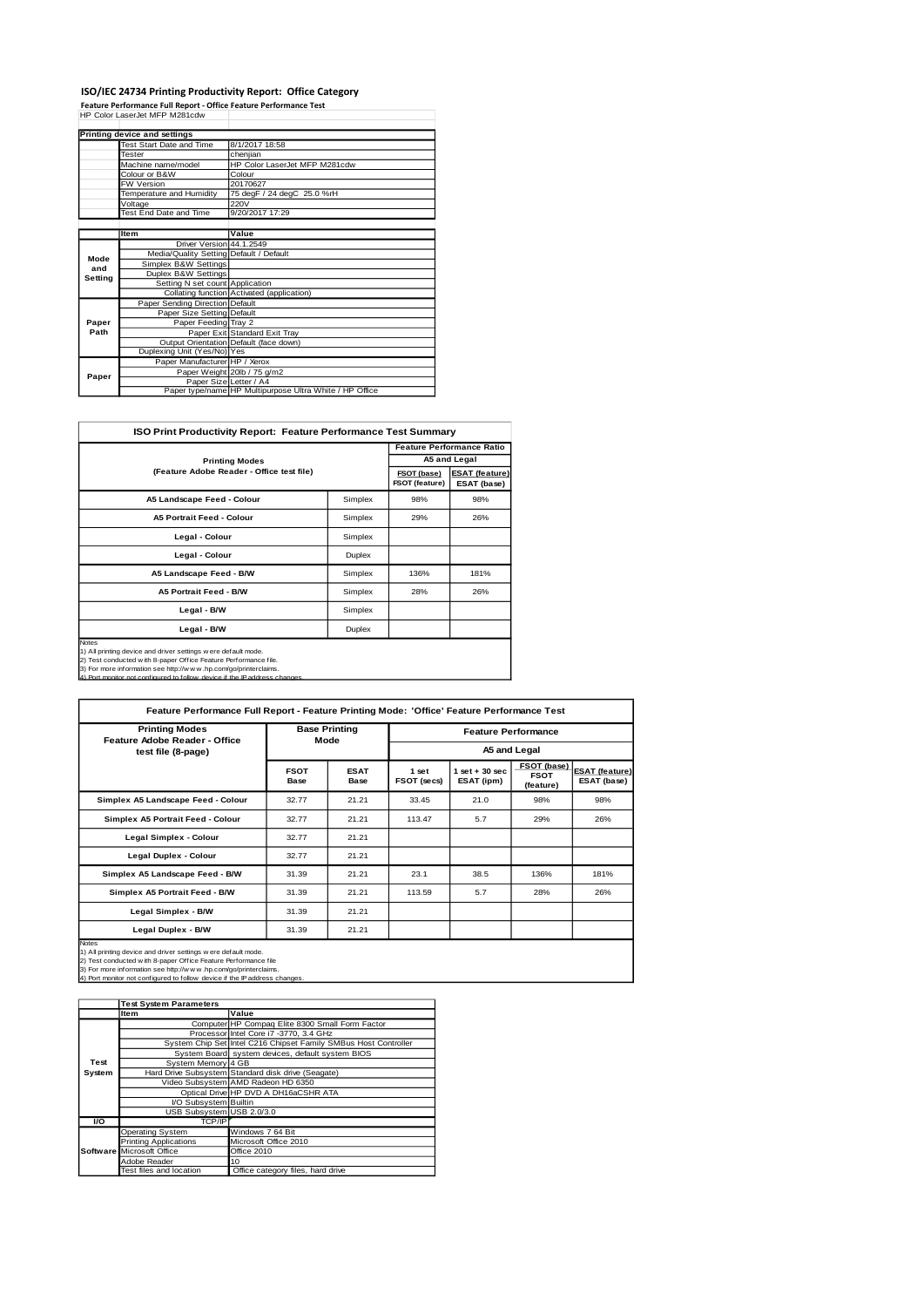# ISO/IEC 24734 Printing Productivity Report: Office Category

**Feature Performance Full Report - Office Feature Performance Test**

HP Color LaserJet MFP M281cdw

| | Printing device and settings | |
|---|---|---|
| | Test Start Date and Time | 8/1/2017 18:58 |
| | Tester | chenjian |
| | Machine name/model | HP Color LaserJet MFP M281cdw |
| | Colour or B&W | Colour |
| | FW Version | 20170627 |
| | Temperature and Humidity | 75 degF / 24 degC 25.0 %rH |
| | Voltage | 220V |
| | Test End Date and Time | 9/20/2017 17:29 |

| | Item | Value |
|---|---|---|
| Mode and Setting | Driver Version | 44.1.2549 |
| | Media/Quality Setting | Default / Default |
| | Simplex B&W Settings | |
| | Duplex B&W Settings | |
| | Setting N set count | Application |
| | Collating function | Activated (application) |
| Paper Path | Paper Sending Direction | Default |
| | Paper Size Setting | Default |
| | Paper Feeding | Tray 2 |
| | Paper Exit | Standard Exit Tray |
| | Output Orientation | Default (face down) |
| | Duplexing Unit (Yes/No) | Yes |
| Paper | Paper Manufacturer | HP / Xerox |
| | Paper Weight | 20lb / 75 g/m2 |
| | Paper Size | Letter / A4 |
| | Paper type/name | HP Multipurpose Ultra White / HP Office |

## ISO Print Productivity Report: Feature Performance Test Summary

| Printing Modes (Feature Adobe Reader - Office test file) | | Feature Performance Ratio A5 and Legal | |
|---|---|---|---|
| | | FSOT (base) / FSOT (feature) | ESAT (feature) / ESAT (base) |
| A5 Landscape Feed - Colour | Simplex | 98% | 98% |
| A5 Portrait Feed - Colour | Simplex | 29% | 26% |
| Legal - Colour | Simplex | | |
| Legal - Colour | Duplex | | |
| A5 Landscape Feed - B/W | Simplex | 136% | 181% |
| A5 Portrait Feed - B/W | Simplex | 28% | 26% |
| Legal - B/W | Simplex | | |
| Legal - B/W | Duplex | | |

Notes
1) All printing device and driver settings were default mode.
2) Test conducted with 8-paper Office Feature Performance file.
3) For more information see http://www.hp.com/go/printerclaims.
4) Port monitor not configured to follow device if the IP address changes.

## Feature Performance Full Report - Feature Printing Mode: 'Office' Feature Performance Test

| Printing Modes Feature Adobe Reader - Office test file (8-page) | Base Printing Mode | | Feature Performance A5 and Legal | | | |
|---|---|---|---|---|---|---|
| | FSOT Base | ESAT Base | 1 set FSOT (secs) | 1 set + 30 sec ESAT (ipm) | FSOT (base) / FSOT (feature) | ESAT (feature) / ESAT (base) |
| Simplex A5 Landscape Feed - Colour | 32.77 | 21.21 | 33.45 | 21.0 | 98% | 98% |
| Simplex A5 Portrait Feed - Colour | 32.77 | 21.21 | 113.47 | 5.7 | 29% | 26% |
| Legal Simplex - Colour | 32.77 | 21.21 | | | | |
| Legal Duplex - Colour | 32.77 | 21.21 | | | | |
| Simplex A5 Landscape Feed - B/W | 31.39 | 21.21 | 23.1 | 38.5 | 136% | 181% |
| Simplex A5 Portrait Feed - B/W | 31.39 | 21.21 | 113.59 | 5.7 | 28% | 26% |
| Legal Simplex - B/W | 31.39 | 21.21 | | | | |
| Legal Duplex - B/W | 31.39 | 21.21 | | | | |

Notes
1) All printing device and driver settings were default mode.
2) Test conducted with 8-paper Office Feature Performance file
3) For more information see http://www.hp.com/go/printerclaims.
4) Port monitor not configured to follow device if the IP address changes.

| | Test System Parameters | |
|---|---|---|
| | Item | Value |
| Test System | Computer | HP Compaq Elite 8300 Small Form Factor |
| | Processor | Intel Core i7 -3770, 3.4 GHz |
| | System Chip Set | Intel C216 Chipset Family SMBus Host Controller |
| | System Board | system devices, default system BIOS |
| | System Memory | 4 GB |
| | Hard Drive Subsystem | Standard disk drive (Seagate) |
| | Video Subsystem | AMD Radeon HD 6350 |
| | Optical Drive | HP DVD A DH16aCSHR ATA |
| | I/O Subsystem | Builtin |
| | USB Subsystem | USB 2.0/3.0 |
| I/O | TCP/IP | |
| Software | Operating System | Windows 7 64 Bit |
| | Printing Applications | Microsoft Office 2010 |
| | Microsoft Office | Office 2010 |
| | Adobe Reader | 10 |
| | Test files and location | Office category files, hard drive |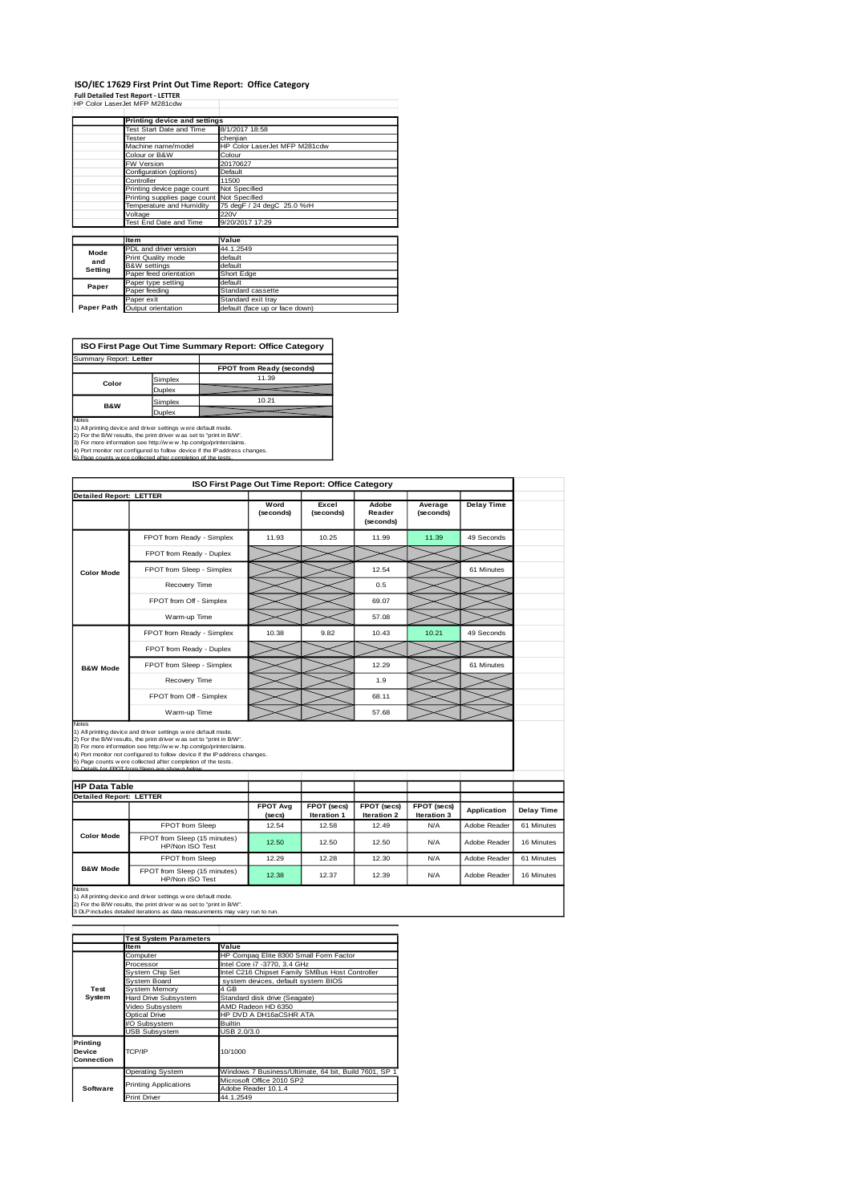# ISO/IEC 17629 First Print Out Time Report: Office Category

**Full Detailed Test Report - LETTER**

HP Color LaserJet MFP M281cdw

| | Printing device and settings | |
|---|---|---|
| | Test Start Date and Time | 8/1/2017 18:58 |
| | Tester | chenjian |
| | Machine name/model | HP Color LaserJet MFP M281cdw |
| | Colour or B&W | Colour |
| | FW Version | 20170627 |
| | Configuration (options) | Default |
| | Controller | 11500 |
| | Printing device page count | Not Specified |
| | Printing supplies page count | Not Specified |
| | Temperature and Humidity | 75 degF / 24 degC 25.0 %rH |
| | Voltage | 220V |
| | Test End Date and Time | 9/20/2017 17:29 |

| | Item | Value |
|---|---|---|
| Mode and Setting | PDL and driver version | 44.1.2549 |
| | Print Quality mode | default |
| | B&W settings | default |
| | Paper feed orientation | Short Edge |
| Paper | Paper type setting | default |
| | Paper feeding | Standard cassette |
| | Paper exit | Standard exit tray |
| Paper Path | Output orientation | default (face up or face down) |

## ISO First Page Out Time Summary Report: Office Category

Summary Report: **Letter**

| | | FPOT from Ready (seconds) |
|---|---|---|
| Color | Simplex | 11.39 |
| | Duplex | |
| B&W | Simplex | 10.21 |
| | Duplex | |

Notes
1) All printing device and driver settings were default mode.
2) For the B/W results, the print driver was set to "print in B/W".
3) For more information see http://www.hp.com/go/printerclaims.
4) Port monitor not configured to follow device if the IP address changes.
5) Page counts were collected after completion of the tests.

## ISO First Page Out Time Report: Office Category

**Detailed Report: LETTER**

| | | Word (seconds) | Excel (seconds) | Adobe Reader (seconds) | Average (seconds) | Delay Time |
|---|---|---|---|---|---|---|
| Color Mode | FPOT from Ready - Simplex | 11.93 | 10.25 | 11.99 | 11.39 | 49 Seconds |
| | FPOT from Ready - Duplex | | | | | |
| | FPOT from Sleep - Simplex | | | 12.54 | | 61 Minutes |
| | Recovery Time | | | 0.5 | | |
| | FPOT from Off - Simplex | | | 69.07 | | |
| | Warm-up Time | | | 57.08 | | |
| B&W Mode | FPOT from Ready - Simplex | 10.38 | 9.82 | 10.43 | 10.21 | 49 Seconds |
| | FPOT from Ready - Duplex | | | | | |
| | FPOT from Sleep - Simplex | | | 12.29 | | 61 Minutes |
| | Recovery Time | | | 1.9 | | |
| | FPOT from Off - Simplex | | | 68.11 | | |
| | Warm-up Time | | | 57.68 | | |

Notes
1) All printing device and driver settings were default mode.
2) For the B/W results, the print driver was set to "print in B/W".
3) For more information see http://www.hp.com/go/printerclaims.
4) Port monitor not configured to follow device if the IP address changes.
5) Page counts were collected after completion of the tests.
6) Details for FPOT from Sleep are shown below.

## HP Data Table

**Detailed Report: LETTER**

| | | FPOT Avg (secs) | FPOT (secs) Iteration 1 | FPOT (secs) Iteration 2 | FPOT (secs) Iteration 3 | Application | Delay Time |
|---|---|---|---|---|---|---|---|
| Color Mode | FPOT from Sleep | 12.54 | 12.58 | 12.49 | N/A | Adobe Reader | 61 Minutes |
| | FPOT from Sleep (15 minutes) HP/Non ISO Test | 12.50 | 12.50 | 12.50 | N/A | Adobe Reader | 16 Minutes |
| B&W Mode | FPOT from Sleep | 12.29 | 12.28 | 12.30 | N/A | Adobe Reader | 61 Minutes |
| | FPOT from Sleep (15 minutes) HP/Non ISO Test | 12.38 | 12.37 | 12.39 | N/A | Adobe Reader | 16 Minutes |

Notes
1) All printing device and driver settings were default mode.
2) For the B/W results, the print driver was set to "print in B/W".
3 DLP includes detailed iterations as data measurements may vary run to run.

| | Test System Parameters | |
|---|---|---|
| | Item | Value |
| Test System | Computer | HP Compaq Elite 8300 Small Form Factor |
| | Processor | Intel Core i7 -3770, 3.4 GHz |
| | System Chip Set | Intel C216 Chipset Family SMBus Host Controller |
| | System Board | system devices, default system BIOS |
| | System Memory | 4 GB |
| | Hard Drive Subsystem | Standard disk drive (Seagate) |
| | Video Subsystem | AMD Radeon HD 6350 |
| | Optical Drive | HP DVD A DH16aCSHR ATA |
| | I/O Subsystem | Builtin |
| | USB Subsystem | USB 2.0/3.0 |
| Printing Device Connection | TCP/IP | 10/1000 |
| Software | Operating System | Windows 7 Business/Ultimate, 64 bit, Build 7601, SP 1 |
| | Printing Applications | Microsoft Office 2010 SP2<br>Adobe Reader 10.1.4 |
| | Print Driver | 44.1.2549 |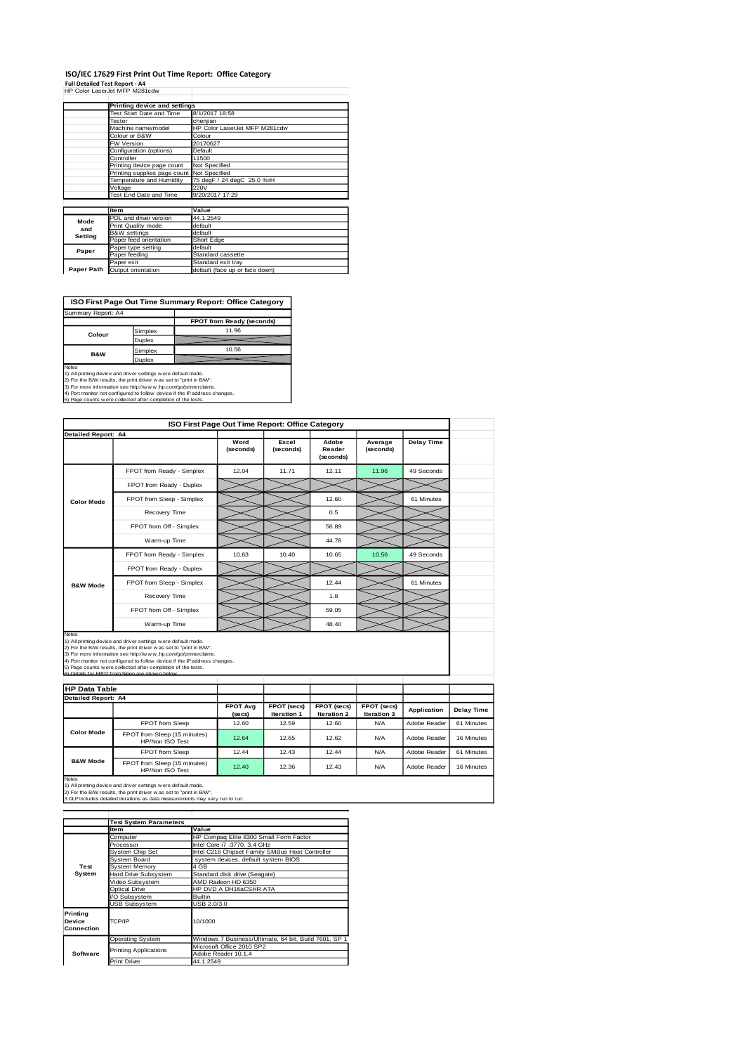# ISO/IEC 17629 First Print Out Time Report: Office Category

**Full Detailed Test Report - A4**

HP Color LaserJet MFP M281cdw

| | Printing device and settings | |
|---|---|---|
| | Test Start Date and Time | 8/1/2017 18:58 |
| | Tester | chenjian |
| | Machine name/model | HP Color LaserJet MFP M281cdw |
| | Colour or B&W | Colour |
| | FW Version | 20170627 |
| | Configuration (options) | Default |
| | Controller | 11500 |
| | Printing device page count | Not Specified |
| | Printing supplies page count | Not Specified |
| | Temperature and Humidity | 75 degF / 24 degC 25.0 %rH |
| | Voltage | 220V |
| | Test End Date and Time | 9/20/2017 17:29 |

| | Item | Value |
|---|---|---|
| Mode and Setting | PDL and driver version | 44.1.2549 |
| | Print Quality mode | default |
| | B&W settings | default |
| | Paper feed orientation | Short Edge |
| Paper | Paper type setting | default |
| | Paper feeding | Standard cassette |
| | Paper exit | Standard exit tray |
| Paper Path | Output orientation | default (face up or face down) |

## ISO First Page Out Time Summary Report: Office Category

| Summary Report: A4 | | |
|---|---|---|
| | | FPOT from Ready (seconds) |
| Colour | Simplex | 11.96 |
| | Duplex | |
| B&W | Simplex | 10.56 |
| | Duplex | |

Notes
1) All printing device and driver settings were default mode.
2) For the B/W results, the print driver was set to "print in B/W".
3) For more information see http://www.hp.com/go/printerclaims.
4) Port monitor not configured to follow device if the IP address changes.
5) Page counts were collected after completion of the tests.

## ISO First Page Out Time Report: Office Category

| Detailed Report: A4 | | Word (seconds) | Excel (seconds) | Adobe Reader (seconds) | Average (seconds) | Delay Time |
|---|---|---|---|---|---|---|
| Color Mode | FPOT from Ready - Simplex | 12.04 | 11.71 | 12.11 | 11.96 | 49 Seconds |
| | FPOT from Ready - Duplex | | | | | |
| | FPOT from Sleep - Simplex | | | 12.60 | | 61 Minutes |
| | Recovery Time | | | 0.5 | | |
| | FPOT from Off - Simplex | | | 56.89 | | |
| | Warm-up Time | | | 44.78 | | |
| B&W Mode | FPOT from Ready - Simplex | 10.63 | 10.40 | 10.65 | 10.56 | 49 Seconds |
| | FPOT from Ready - Duplex | | | | | |
| | FPOT from Sleep - Simplex | | | 12.44 | | 61 Minutes |
| | Recovery Time | | | 1.8 | | |
| | FPOT from Off - Simplex | | | 59.05 | | |
| | Warm-up Time | | | 48.40 | | |

Notes
1) All printing device and driver settings were default mode.
2) For the B/W results, the print driver was set to "print in B/W".
3) For more information see http://www.hp.com/go/printerclaims.
4) Port monitor not configured to follow device if the IP address changes.
5) Page counts were collected after completion of the tests.
6) Details for FPOT from Sleep are shown below.

## HP Data Table

| Detailed Report: A4 | | FPOT Avg (secs) | FPOT (secs) Iteration 1 | FPOT (secs) Iteration 2 | FPOT (secs) Iteration 3 | Application | Delay Time |
|---|---|---|---|---|---|---|---|
| Color Mode | FPOT from Sleep | 12.60 | 12.59 | 12.60 | N/A | Adobe Reader | 61 Minutes |
| | FPOT from Sleep (15 minutes) HP/Non ISO Test | 12.64 | 12.65 | 12.62 | N/A | Adobe Reader | 16 Minutes |
| B&W Mode | FPOT from Sleep | 12.44 | 12.43 | 12.44 | N/A | Adobe Reader | 61 Minutes |
| | FPOT from Sleep (15 minutes) HP/Non ISO Test | 12.40 | 12.36 | 12.43 | N/A | Adobe Reader | 16 Minutes |

Notes
1) All printing device and driver settings were default mode.
2) For the B/W results, the print driver was set to "print in B/W".
3 DLP includes detailed iterations as data measurements may vary run to run.

| | Test System Parameters | |
|---|---|---|
| | Item | Value |
| Test System | Computer | HP Compaq Elite 8300 Small Form Factor |
| | Processor | Intel Core i7 -3770, 3.4 GHz |
| | System Chip Set | Intel C216 Chipset Family SMBus Host Controller |
| | System Board | system devices, default system BIOS |
| | System Memory | 4 GB |
| | Hard Drive Subsystem | Standard disk drive (Seagate) |
| | Video Subsystem | AMD Radeon HD 6350 |
| | Optical Drive | HP DVD A DH16aCSHR ATA |
| | I/O Subsystem | Builtin |
| | USB Subsystem | USB 2.0/3.0 |
| Printing Device Connection | TCP/IP | 10/1000 |
| Software | Operating System | Windows 7 Business/Ultimate, 64 bit, Build 7601, SP 1 |
| | Printing Applications | Microsoft Office 2010 SP2<br>Adobe Reader 10.1.4 |
| | Print Driver | 44.1.2549 |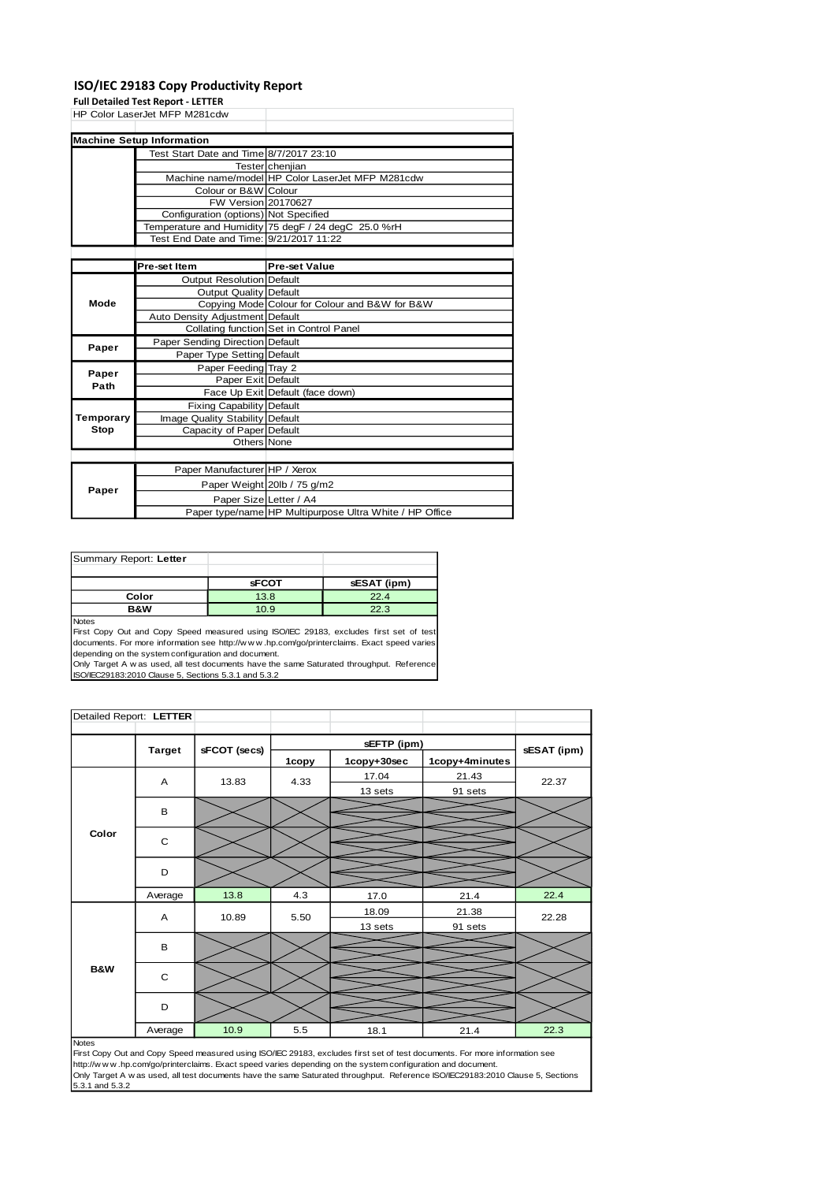# ISO/IEC 29183 Copy Productivity Report

**Full Detailed Test Report - LETTER**

HP Color LaserJet MFP M281cdw

| Machine Setup Information | | |
|---|---|---|
| | Test Start Date and Time | 8/7/2017 23:10 |
| | Tester | chenjian |
| | Machine name/model | HP Color LaserJet MFP M281cdw |
| | Colour or B&W | Colour |
| | FW Version | 20170627 |
| | Configuration (options) | Not Specified |
| | Temperature and Humidity | 75 degF / 24 degC 25.0 %rH |
| | Test End Date and Time: | 9/21/2017 11:22 |

| | Pre-set Item | Pre-set Value |
|---|---|---|
| Mode | Output Resolution | Default |
| | Output Quality | Default |
| | Copying Mode | Colour for Colour and B&W for B&W |
| | Auto Density Adjustment | Default |
| | Collating function | Set in Control Panel |
| Paper | Paper Sending Direction | Default |
| | Paper Type Setting | Default |
| Paper Path | Paper Feeding | Tray 2 |
| | Paper Exit | Default |
| | Face Up Exit | Default (face down) |
| Temporary Stop | Fixing Capability | Default |
| | Image Quality Stability | Default |
| | Capacity of Paper | Default |
| | Others | None |

| | | |
|---|---|---|
| Paper | Paper Manufacturer | HP / Xerox |
| | Paper Weight | 20lb / 75 g/m2 |
| | Paper Size | Letter / A4 |
| | Paper type/name | HP Multipurpose Ultra White / HP Office |

Summary Report: **Letter**

| | sFCOT | sESAT (ipm) |
|---|---|---|
| Color | 13.8 | 22.4 |
| B&W | 10.9 | 22.3 |

Notes
First Copy Out and Copy Speed measured using ISO/IEC 29183, excludes first set of test documents. For more information see http://www.hp.com/go/printerclaims. Exact speed varies depending on the system configuration and document.
Only Target A was used, all test documents have the same Saturated throughput. Reference ISO/IEC29183:2010 Clause 5, Sections 5.3.1 and 5.3.2

Detailed Report: **LETTER**

| | Target | sFCOT (secs) | sEFTP (ipm) | | | sESAT (ipm) |
|---|---|---|---|---|---|---|
| | | | 1copy | 1copy+30sec | 1copy+4minutes | |
| Color | A | 13.83 | 4.33 | 17.04 (13 sets) | 21.43 (91 sets) | 22.37 |
| | B | | | | | |
| | C | | | | | |
| | D | | | | | |
| | Average | 13.8 | 4.3 | 17.0 | 21.4 | 22.4 |
| B&W | A | 10.89 | 5.50 | 18.09 (13 sets) | 21.38 (91 sets) | 22.28 |
| | B | | | | | |
| | C | | | | | |
| | D | | | | | |
| | Average | 10.9 | 5.5 | 18.1 | 21.4 | 22.3 |

Notes
First Copy Out and Copy Speed measured using ISO/IEC 29183, excludes first set of test documents. For more information see http://www.hp.com/go/printerclaims. Exact speed varies depending on the system configuration and document.
Only Target A was used, all test documents have the same Saturated throughput. Reference ISO/IEC29183:2010 Clause 5, Sections 5.3.1 and 5.3.2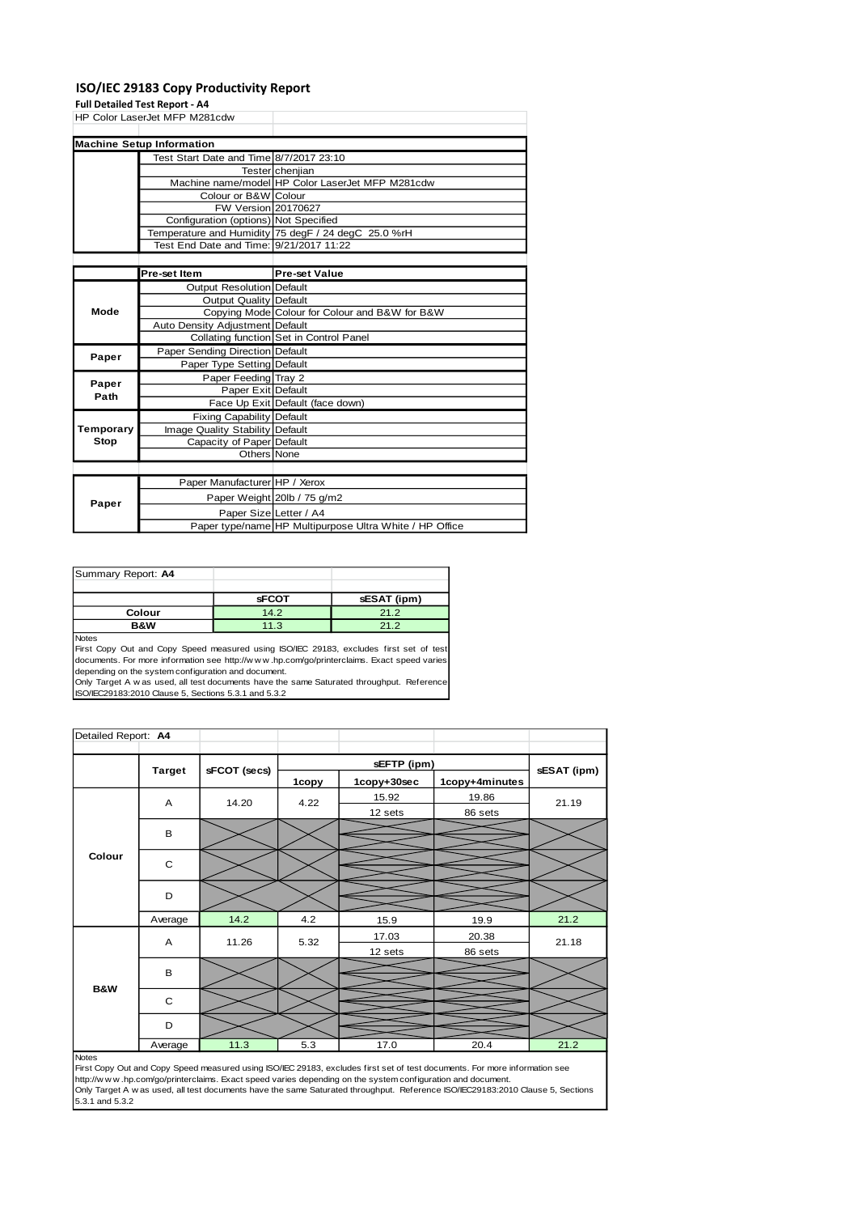# ISO/IEC 29183 Copy Productivity Report

**Full Detailed Test Report - A4**

HP Color LaserJet MFP M281cdw

| Machine Setup Information | | |
|---|---|---|
| | Test Start Date and Time | 8/7/2017 23:10 |
| | Tester | chenjian |
| | Machine name/model | HP Color LaserJet MFP M281cdw |
| | Colour or B&W | Colour |
| | FW Version | 20170627 |
| | Configuration (options) | Not Specified |
| | Temperature and Humidity | 75 degF / 24 degC 25.0 %rH |
| | Test End Date and Time: | 9/21/2017 11:22 |

| | Pre-set Item | Pre-set Value |
|---|---|---|
| Mode | Output Resolution | Default |
| | Output Quality | Default |
| | Copying Mode | Colour for Colour and B&W for B&W |
| | Auto Density Adjustment | Default |
| | Collating function | Set in Control Panel |
| Paper | Paper Sending Direction | Default |
| | Paper Type Setting | Default |
| Paper Path | Paper Feeding | Tray 2 |
| | Paper Exit | Default |
| | Face Up Exit | Default (face down) |
| Temporary Stop | Fixing Capability | Default |
| | Image Quality Stability | Default |
| | Capacity of Paper | Default |
| | Others | None |

| | | |
|---|---|---|
| Paper | Paper Manufacturer | HP / Xerox |
| | Paper Weight | 20lb / 75 g/m2 |
| | Paper Size | Letter / A4 |
| | Paper type/name | HP Multipurpose Ultra White / HP Office |

Summary Report: **A4**

| | sFCOT | sESAT (ipm) |
|---|---|---|
| Colour | 14.2 | 21.2 |
| B&W | 11.3 | 21.2 |

Notes
First Copy Out and Copy Speed measured using ISO/IEC 29183, excludes first set of test documents. For more information see http://www.hp.com/go/printerclaims. Exact speed varies depending on the system configuration and document.
Only Target A was used, all test documents have the same Saturated throughput. Reference ISO/IEC29183:2010 Clause 5, Sections 5.3.1 and 5.3.2

Detailed Report: **A4**

| | Target | sFCOT (secs) | sEFTP (ipm) 1copy | sEFTP (ipm) 1copy+30sec | sEFTP (ipm) 1copy+4minutes | sESAT (ipm) |
|---|---|---|---|---|---|---|
| Colour | A | 14.20 | 4.22 | 15.92 / 12 sets | 19.86 / 86 sets | 21.19 |
| | B | | | | | |
| | C | | | | | |
| | D | | | | | |
| | Average | 14.2 | 4.2 | 15.9 | 19.9 | 21.2 |
| B&W | A | 11.26 | 5.32 | 17.03 / 12 sets | 20.38 / 86 sets | 21.18 |
| | B | | | | | |
| | C | | | | | |
| | D | | | | | |
| | Average | 11.3 | 5.3 | 17.0 | 20.4 | 21.2 |

Notes
First Copy Out and Copy Speed measured using ISO/IEC 29183, excludes first set of test documents. For more information see http://www.hp.com/go/printerclaims. Exact speed varies depending on the system configuration and document.
Only Target A was used, all test documents have the same Saturated throughput. Reference ISO/IEC29183:2010 Clause 5, Sections 5.3.1 and 5.3.2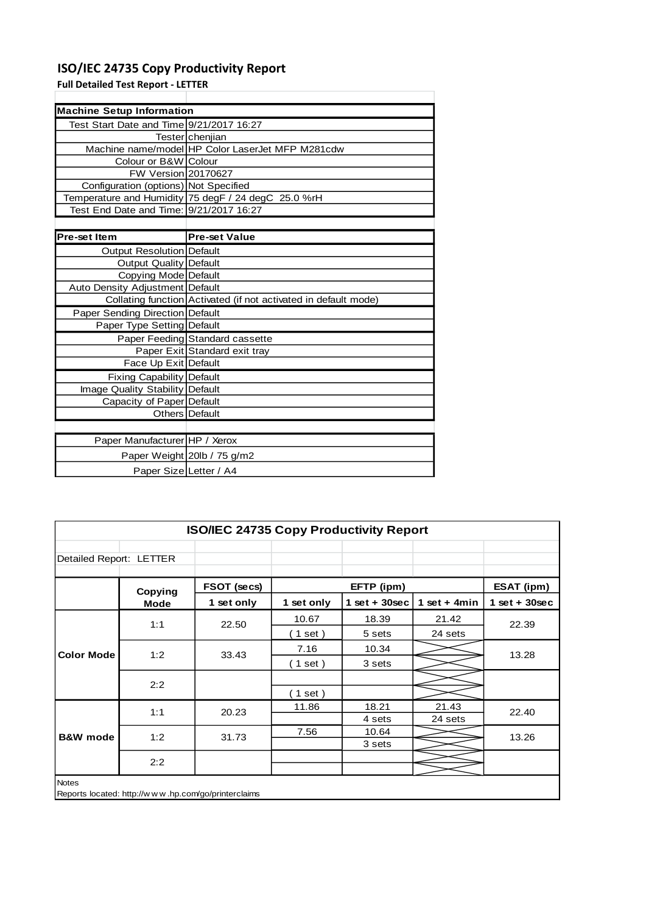# ISO/IEC 24735 Copy Productivity Report

**Full Detailed Test Report - LETTER**

| Machine Setup Information | |
|---|---|
| Test Start Date and Time | 9/21/2017 16:27 |
| Tester | chenjian |
| Machine name/model | HP Color LaserJet MFP M281cdw |
| Colour or B&W | Colour |
| FW Version | 20170627 |
| Configuration (options) | Not Specified |
| Temperature and Humidity | 75 degF / 24 degC 25.0 %rH |
| Test End Date and Time: | 9/21/2017 16:27 |

| Pre-set Item | Pre-set Value |
|---|---|
| Output Resolution | Default |
| Output Quality | Default |
| Copying Mode | Default |
| Auto Density Adjustment | Default |
| Collating function | Activated (if not activated in default mode) |
| Paper Sending Direction | Default |
| Paper Type Setting | Default |
| Paper Feeding | Standard cassette |
| Paper Exit | Standard exit tray |
| Face Up Exit | Default |
| Fixing Capability | Default |
| Image Quality Stability | Default |
| Capacity of Paper | Default |
| Others | Default |

| | |
|---|---|
| Paper Manufacturer | HP / Xerox |
| Paper Weight | 20lb / 75 g/m2 |
| Paper Size | Letter / A4 |

## ISO/IEC 24735 Copy Productivity Report

Detailed Report: LETTER

| | Copying Mode | FSOT (secs) | EFTP (ipm) | | | ESAT (ipm) |
|---|---|---|---|---|---|---|
| | | 1 set only | 1 set only | 1 set + 30sec | 1 set + 4min | 1 set + 30sec |
| Color Mode | 1:1 | 22.50 | 10.67 ( 1 set ) | 18.39 5 sets | 21.42 24 sets | 22.39 |
| | 1:2 | 33.43 | 7.16 ( 1 set ) | 10.34 3 sets | | 13.28 |
| | 2:2 | | ( 1 set ) | | | |
| B&W mode | 1:1 | 20.23 | 11.86 | 18.21 4 sets | 21.43 24 sets | 22.40 |
| | 1:2 | 31.73 | 7.56 | 10.64 3 sets | | 13.26 |
| | 2:2 | | | | | |

Notes

Reports located: http://www.hp.com/go/printerclaims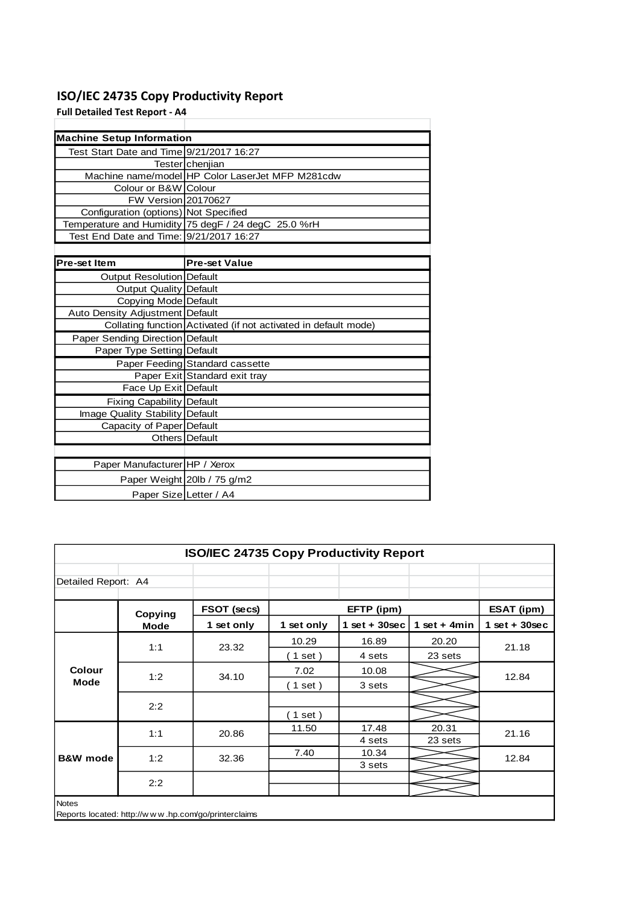# ISO/IEC 24735 Copy Productivity Report

**Full Detailed Test Report - A4**

| Machine Setup Information | |
|---|---|
| Test Start Date and Time | 9/21/2017 16:27 |
| Tester | chenjian |
| Machine name/model | HP Color LaserJet MFP M281cdw |
| Colour or B&W | Colour |
| FW Version | 20170627 |
| Configuration (options) | Not Specified |
| Temperature and Humidity | 75 degF / 24 degC 25.0 %rH |
| Test End Date and Time: | 9/21/2017 16:27 |

| Pre-set Item | Pre-set Value |
|---|---|
| Output Resolution | Default |
| Output Quality | Default |
| Copying Mode | Default |
| Auto Density Adjustment | Default |
| Collating function | Activated (if not activated in default mode) |
| Paper Sending Direction | Default |
| Paper Type Setting | Default |
| Paper Feeding | Standard cassette |
| Paper Exit | Standard exit tray |
| Face Up Exit | Default |
| Fixing Capability | Default |
| Image Quality Stability | Default |
| Capacity of Paper | Default |
| Others | Default |

| | |
|---|---|
| Paper Manufacturer | HP / Xerox |
| Paper Weight | 20lb / 75 g/m2 |
| Paper Size | Letter / A4 |

## ISO/IEC 24735 Copy Productivity Report

Detailed Report: A4

| | Copying Mode | FSOT (secs) | EFTP (ipm) | | | ESAT (ipm) |
|---|---|---|---|---|---|---|
| | | 1 set only | 1 set only | 1 set + 30sec | 1 set + 4min | 1 set + 30sec |
| Colour Mode | 1:1 | 23.32 | 10.29 | 16.89 | 20.20 | 21.18 |
| | | | ( 1 set ) | 4 sets | 23 sets | |
| | 1:2 | 34.10 | 7.02 | 10.08 | | 12.84 |
| | | | ( 1 set ) | 3 sets | | |
| | 2:2 | | | | | |
| | | | ( 1 set ) | | | |
| B&W mode | 1:1 | 20.86 | 11.50 | 17.48 | 20.31 | 21.16 |
| | | | | 4 sets | 23 sets | |
| | 1:2 | 32.36 | 7.40 | 10.34 | | 12.84 |
| | | | | 3 sets | | |
| | 2:2 | | | | | |

Notes

Reports located: http://w w w .hp.com/go/printerclaims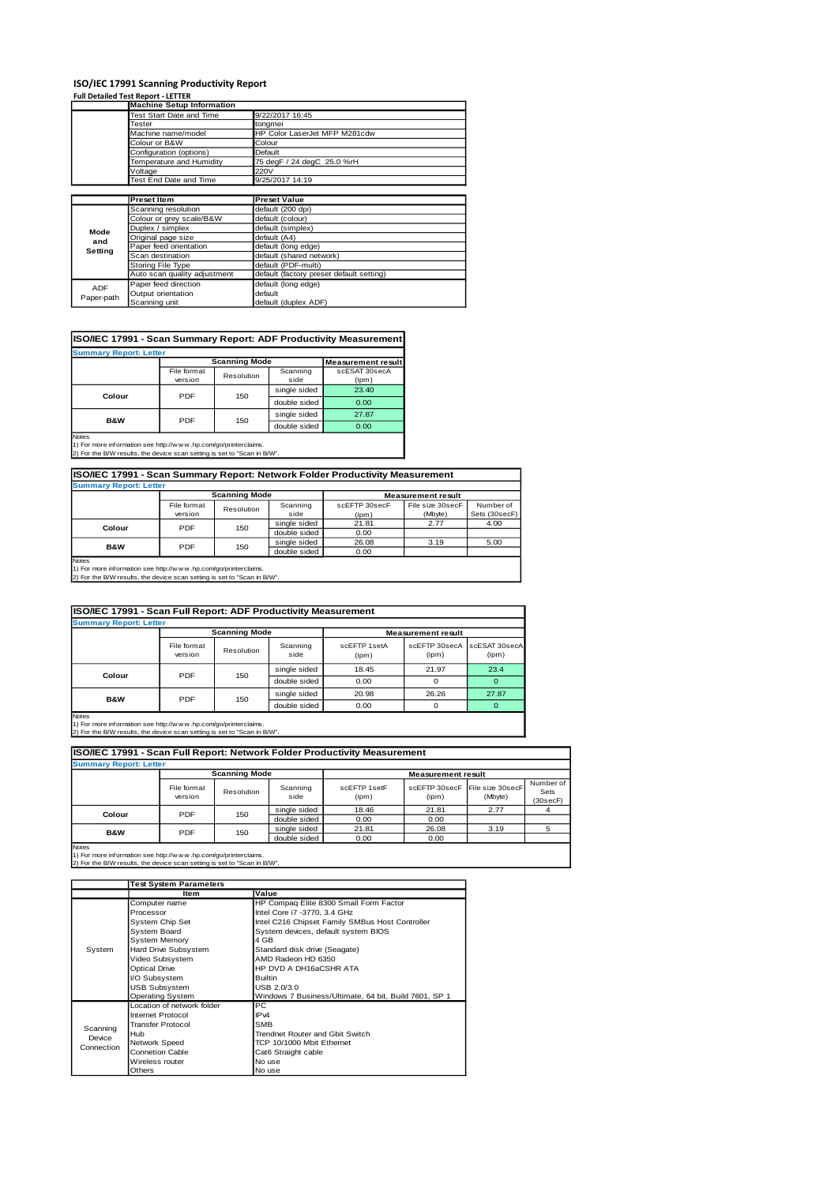# ISO/IEC 17991 Scanning Productivity Report

**Full Detailed Test Report - LETTER**

| | Machine Setup Information | |
|---|---|---|
| | Test Start Date and Time | 9/22/2017 16:45 |
| | Tester | tongmei |
| | Machine name/model | HP Color LaserJet MFP M281cdw |
| | Colour or B&W | Colour |
| | Configuration (options) | Default |
| | Temperature and Humidity | 75 degF / 24 degC 25.0 %rH |
| | Voltage | 220V |
| | Test End Date and Time | 9/25/2017 14:19 |

| | Preset Item | Preset Value |
|---|---|---|
| Mode and Setting | Scanning resolution | default (200 dpi) |
| | Colour or grey scale/B&W | default (colour) |
| | Duplex / simplex | default (simplex) |
| | Original page size | default (A4) |
| | Paper feed orientation | default (long edge) |
| | Scan destination | default (shared network) |
| | Storing File Type | default (PDF-multi) |
| | Auto scan quality adjustment | default (factory preset default setting) |
| ADF Paper-path | Paper feed direction | default (long edge) |
| | Output orientation | default |
| | Scanning unit | default (duplex ADF) |

## ISO/IEC 17991 - Scan Summary Report: ADF Productivity Measurement

**Summary Report: Letter**

| | Scanning Mode | | | Measurement result |
|---|---|---|---|---|
| | File format version | Resolution | Scanning side | scESAT 30secA (ipm) |
| Colour | PDF | 150 | single sided | 23.40 |
| | | | double sided | 0.00 |
| B&W | PDF | 150 | single sided | 27.87 |
| | | | double sided | 0.00 |

Notes
1) For more information see http://www.hp.com/go/printerclaims.
2) For the B/W results, the device scan setting is set to "Scan in B/W".

## ISO/IEC 17991 - Scan Summary Report: Network Folder Productivity Measurement

**Summary Report: Letter**

| | Scanning Mode | | | Measurement result | | |
|---|---|---|---|---|---|---|
| | File format version | Resolution | Scanning side | scEFTP 30secF (ipm) | File size 30secF (Mbyte) | Number of Sets (30secF) |
| Colour | PDF | 150 | single sided | 21.81 | 2.77 | 4.00 |
| | | | double sided | 0.00 | | |
| B&W | PDF | 150 | single sided | 26.08 | 3.19 | 5.00 |
| | | | double sided | 0.00 | | |

Notes
1) For more information see http://www.hp.com/go/printerclaims.
2) For the B/W results, the device scan setting is set to "Scan in B/W".

## ISO/IEC 17991 - Scan Full Report: ADF Productivity Measurement

**Summary Report: Letter**

| | Scanning Mode | | | Measurement result | | |
|---|---|---|---|---|---|---|
| | File format version | Resolution | Scanning side | scEFTP 1setA (ipm) | scEFTP 30secA (ipm) | scESAT 30secA (ipm) |
| Colour | PDF | 150 | single sided | 18.45 | 21.97 | 23.4 |
| | | | double sided | 0.00 | 0 | 0 |
| B&W | PDF | 150 | single sided | 20.98 | 26.26 | 27.87 |
| | | | double sided | 0.00 | 0 | 0 |

Notes
1) For more information see http://www.hp.com/go/printerclaims.
2) For the B/W results, the device scan setting is set to "Scan in B/W".

## ISO/IEC 17991 - Scan Full Report: Network Folder Productivity Measurement

**Summary Report: Letter**

| | Scanning Mode | | | Measurement result | | | |
|---|---|---|---|---|---|---|---|
| | File format version | Resolution | Scanning side | scEFTP 1setF (ipm) | scEFTP 30secF (ipm) | File size 30secF (Mbyte) | Number of Sets (30secF) |
| Colour | PDF | 150 | single sided | 18.46 | 21.81 | 2.77 | 4 |
| | | | double sided | 0.00 | 0.00 | | |
| B&W | PDF | 150 | single sided | 21.81 | 26.08 | 3.19 | 5 |
| | | | double sided | 0.00 | 0.00 | | |

Notes
1) For more information see http://www.hp.com/go/printerclaims.
2) For the B/W results, the device scan setting is set to "Scan in B/W".

| | Test System Parameters | |
|---|---|---|
| | Item | Value |
| System | Computer name | HP Compaq Elite 8300 Small Form Factor |
| | Processor | Intel Core i7 -3770, 3.4 GHz |
| | System Chip Set | Intel C216 Chipset Family SMBus Host Controller |
| | System Board | System devices, default system BIOS |
| | System Memory | 4 GB |
| | Hard Drive Subsystem | Standard disk drive (Seagate) |
| | Video Subsystem | AMD Radeon HD 6350 |
| | Optical Drive | HP DVD A DH16aCSHR ATA |
| | I/O Subsystem | Builtin |
| | USB Subsystem | USB 2.0/3.0 |
| | Operating System | Windows 7 Business/Ultimate, 64 bit, Build 7601, SP 1 |
| Scanning Device Connection | Location of network folder | PC |
| | Internet Protocol | IPv4 |
| | Transfer Protocol | SMB |
| | Hub | Trendnet Router and Gbit Switch |
| | Network Speed | TCP 10/1000 Mbit Ethernet |
| | Connetion Cable | Cat6 Straight cable |
| | Wireless router | No use |
| | Others | No use |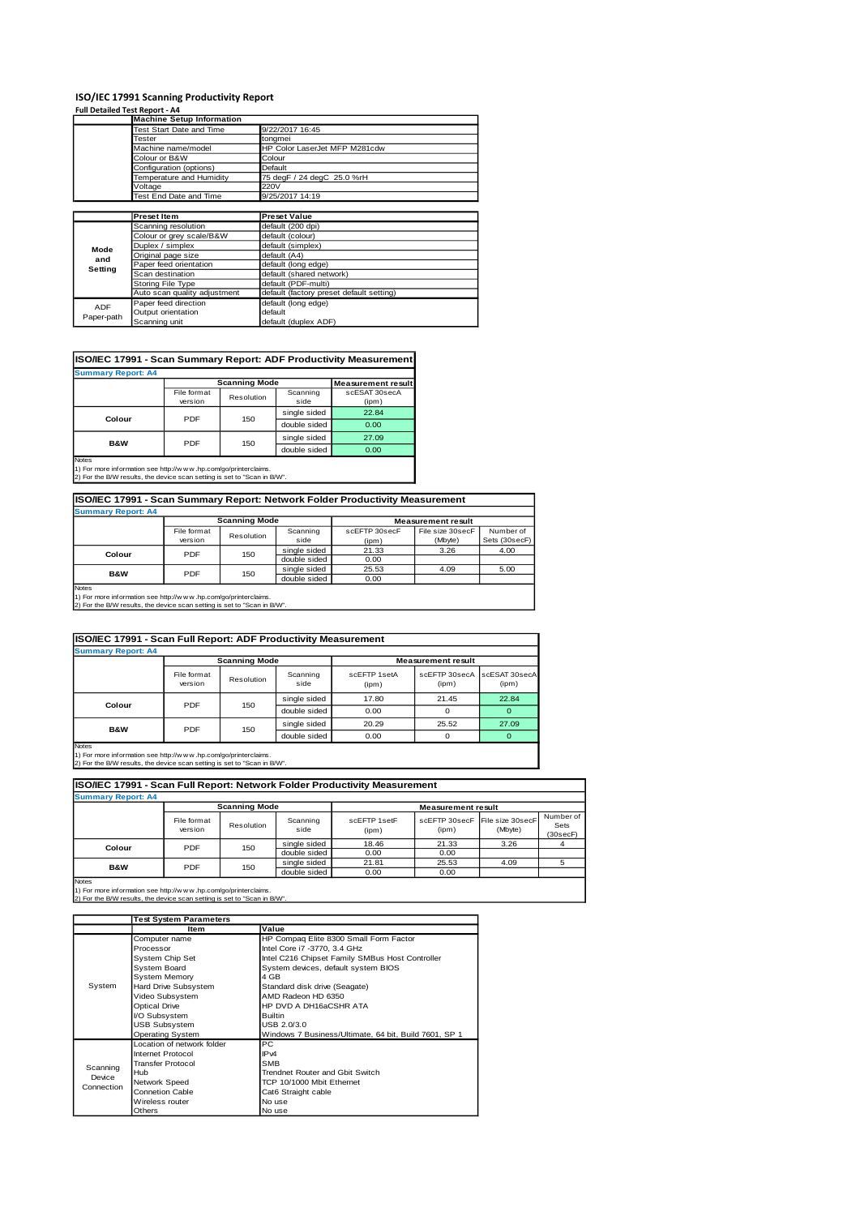## ISO/IEC 17991 Scanning Productivity Report

**Full Detailed Test Report - A4**

| | Machine Setup Information | |
|---|---|---|
| | Test Start Date and Time | 9/22/2017 16:45 |
| | Tester | tongmei |
| | Machine name/model | HP Color LaserJet MFP M281cdw |
| | Colour or B&W | Colour |
| | Configuration (options) | Default |
| | Temperature and Humidity | 75 degF / 24 degC 25.0 %rH |
| | Voltage | 220V |
| | Test End Date and Time | 9/25/2017 14:19 |

| | Preset Item | Preset Value |
|---|---|---|
| Mode and Setting | Scanning resolution | default (200 dpi) |
| | Colour or grey scale/B&W | default (colour) |
| | Duplex / simplex | default (simplex) |
| | Original page size | default (A4) |
| | Paper feed orientation | default (long edge) |
| | Scan destination | default (shared network) |
| | Storing File Type | default (PDF-multi) |
| | Auto scan quality adjustment | default (factory preset default setting) |
| ADF Paper-path | Paper feed direction | default (long edge) |
| | Output orientation | default |
| | Scanning unit | default (duplex ADF) |

### ISO/IEC 17991 - Scan Summary Report: ADF Productivity Measurement

**Summary Report: A4**

| | Scanning Mode | | | Measurement result |
|---|---|---|---|---|
| | File format version | Resolution | Scanning side | scESAT 30secA (ipm) |
| Colour | PDF | 150 | single sided | 22.84 |
| | | | double sided | 0.00 |
| B&W | PDF | 150 | single sided | 27.09 |
| | | | double sided | 0.00 |

Notes
1) For more information see http://www.hp.com/go/printerclaims.
2) For the B/W results, the device scan setting is set to "Scan in B/W".

### ISO/IEC 17991 - Scan Summary Report: Network Folder Productivity Measurement

**Summary Report: A4**

| | Scanning Mode | | | Measurement result | | |
|---|---|---|---|---|---|---|
| | File format version | Resolution | Scanning side | scEFTP 30secF (ipm) | File size 30secF (Mbyte) | Number of Sets (30secF) |
| Colour | PDF | 150 | single sided | 21.33 | 3.26 | 4.00 |
| | | | double sided | 0.00 | | |
| B&W | PDF | 150 | single sided | 25.53 | 4.09 | 5.00 |
| | | | double sided | 0.00 | | |

Notes
1) For more information see http://www.hp.com/go/printerclaims.
2) For the B/W results, the device scan setting is set to "Scan in B/W".

### ISO/IEC 17991 - Scan Full Report: ADF Productivity Measurement

**Summary Report: A4**

| | Scanning Mode | | | Measurement result | | |
|---|---|---|---|---|---|---|
| | File format version | Resolution | Scanning side | scEFTP 1setA (ipm) | scEFTP 30secA (ipm) | scESAT 30secA (ipm) |
| Colour | PDF | 150 | single sided | 17.80 | 21.45 | 22.84 |
| | | | double sided | 0.00 | 0 | 0 |
| B&W | PDF | 150 | single sided | 20.29 | 25.52 | 27.09 |
| | | | double sided | 0.00 | 0 | 0 |

Notes
1) For more information see http://www.hp.com/go/printerclaims.
2) For the B/W results, the device scan setting is set to "Scan in B/W".

### ISO/IEC 17991 - Scan Full Report: Network Folder Productivity Measurement

**Summary Report: A4**

| | Scanning Mode | | | Measurement result | | | |
|---|---|---|---|---|---|---|---|
| | File format version | Resolution | Scanning side | scEFTP 1setF (ipm) | scEFTP 30secF (ipm) | File size 30secF (Mbyte) | Number of Sets (30secF) |
| Colour | PDF | 150 | single sided | 18.46 | 21.33 | 3.26 | 4 |
| | | | double sided | 0.00 | 0.00 | | |
| B&W | PDF | 150 | single sided | 21.81 | 25.53 | 4.09 | 5 |
| | | | double sided | 0.00 | 0.00 | | |

Notes
1) For more information see http://www.hp.com/go/printerclaims.
2) For the B/W results, the device scan setting is set to "Scan in B/W".

| | Test System Parameters | |
|---|---|---|
| | Item | Value |
| System | Computer name | HP Compaq Elite 8300 Small Form Factor |
| | Processor | Intel Core i7 -3770, 3.4 GHz |
| | System Chip Set | Intel C216 Chipset Family SMBus Host Controller |
| | System Board | System devices, default system BIOS |
| | System Memory | 4 GB |
| | Hard Drive Subsystem | Standard disk drive (Seagate) |
| | Video Subsystem | AMD Radeon HD 6350 |
| | Optical Drive | HP DVD A DH16aCSHR ATA |
| | I/O Subsystem | Builtin |
| | USB Subsystem | USB 2.0/3.0 |
| | Operating System | Windows 7 Business/Ultimate, 64 bit, Build 7601, SP 1 |
| Scanning Device Connection | Location of network folder | PC |
| | Internet Protocol | IPv4 |
| | Transfer Protocol | SMB |
| | Hub | Trendnet Router and Gbit Switch |
| | Network Speed | TCP 10/1000 Mbit Ethernet |
| | Connetion Cable | Cat6 Straight cable |
| | Wireless router | No use |
| | Others | No use |